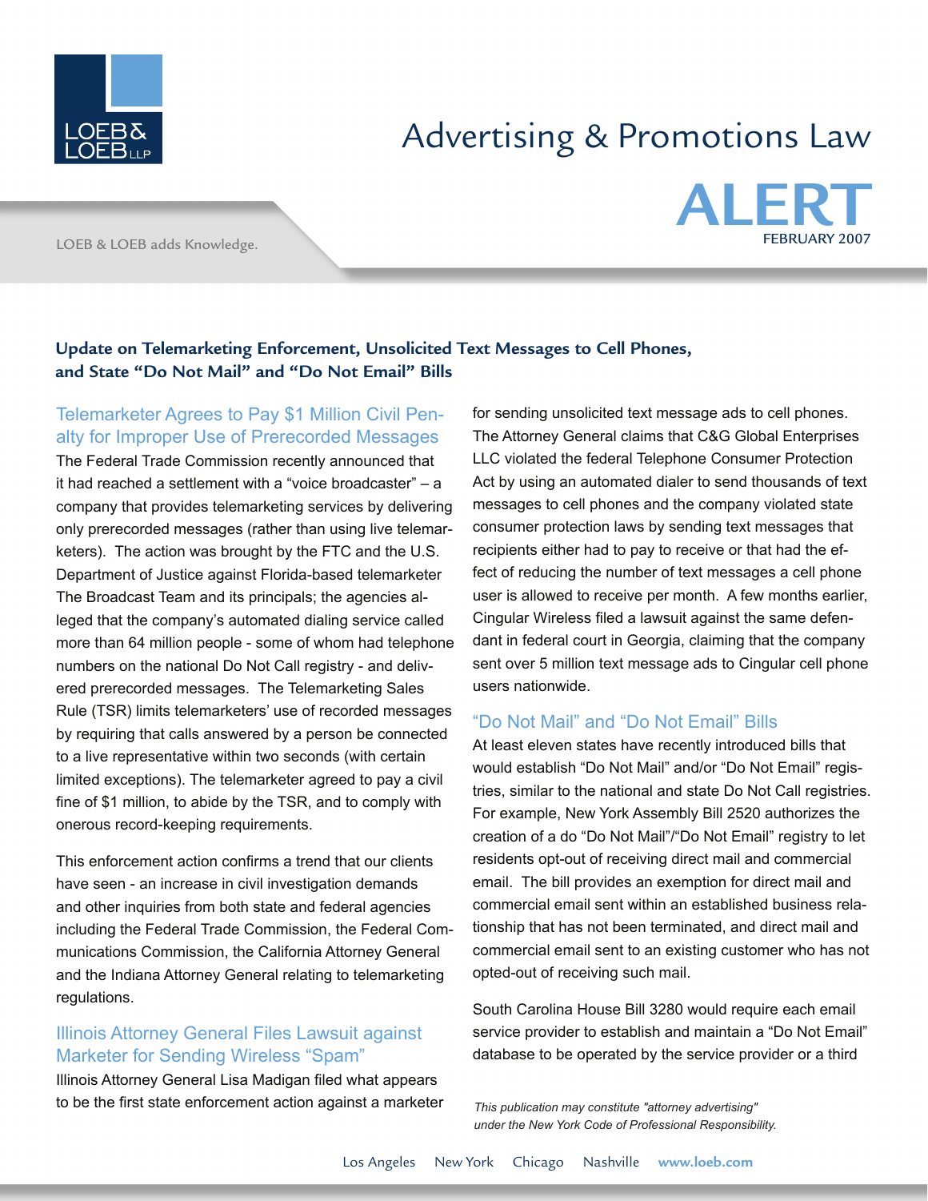# Advertising & Promotions Law ALERT

FEBRUARY 2007

LOEB & LOEB adds Knowledge.

## Update on Telemarketing Enforcement, Unsolicited Text Messages to Cell Phones, and State "Do Not Mail" and "Do Not Email" Bills

### Telemarketer Agrees to Pay $1 Million Civil Penalty for Improper Use of Prerecorded Messages

The Federal Trade Commission recently announced that it had reached a settlement with a "voice broadcaster" – a company that provides telemarketing services by delivering only prerecorded messages (rather than using live telemarketers). The action was brought by the FTC and the U.S. Department of Justice against Florida-based telemarketer The Broadcast Team and its principals; the agencies alleged that the company's automated dialing service called more than 64 million people - some of whom had telephone numbers on the national Do Not Call registry - and delivered prerecorded messages. The Telemarketing Sales Rule (TSR) limits telemarketers' use of recorded messages by requiring that calls answered by a person be connected to a live representative within two seconds (with certain limited exceptions). The telemarketer agreed to pay a civil fine of $1 million, to abide by the TSR, and to comply with onerous record-keeping requirements.

This enforcement action confirms a trend that our clients have seen - an increase in civil investigation demands and other inquiries from both state and federal agencies including the Federal Trade Commission, the Federal Communications Commission, the California Attorney General and the Indiana Attorney General relating to telemarketing regulations.

### Illinois Attorney General Files Lawsuit against Marketer for Sending Wireless "Spam"

Illinois Attorney General Lisa Madigan filed what appears to be the first state enforcement action against a marketer for sending unsolicited text message ads to cell phones. The Attorney General claims that C&G Global Enterprises LLC violated the federal Telephone Consumer Protection Act by using an automated dialer to send thousands of text messages to cell phones and the company violated state consumer protection laws by sending text messages that recipients either had to pay to receive or that had the effect of reducing the number of text messages a cell phone user is allowed to receive per month. A few months earlier, Cingular Wireless filed a lawsuit against the same defendant in federal court in Georgia, claiming that the company sent over 5 million text message ads to Cingular cell phone users nationwide.

### "Do Not Mail" and "Do Not Email" Bills

At least eleven states have recently introduced bills that would establish "Do Not Mail" and/or "Do Not Email" registries, similar to the national and state Do Not Call registries. For example, New York Assembly Bill 2520 authorizes the creation of a do "Do Not Mail"/"Do Not Email" registry to let residents opt-out of receiving direct mail and commercial email. The bill provides an exemption for direct mail and commercial email sent within an established business relationship that has not been terminated, and direct mail and commercial email sent to an existing customer who has not opted-out of receiving such mail.

South Carolina House Bill 3280 would require each email service provider to establish and maintain a "Do Not Email" database to be operated by the service provider or a third

*This publication may constitute "attorney advertising" under the New York Code of Professional Responsibility.*

Los Angeles New York Chicago Nashville **www.loeb.com**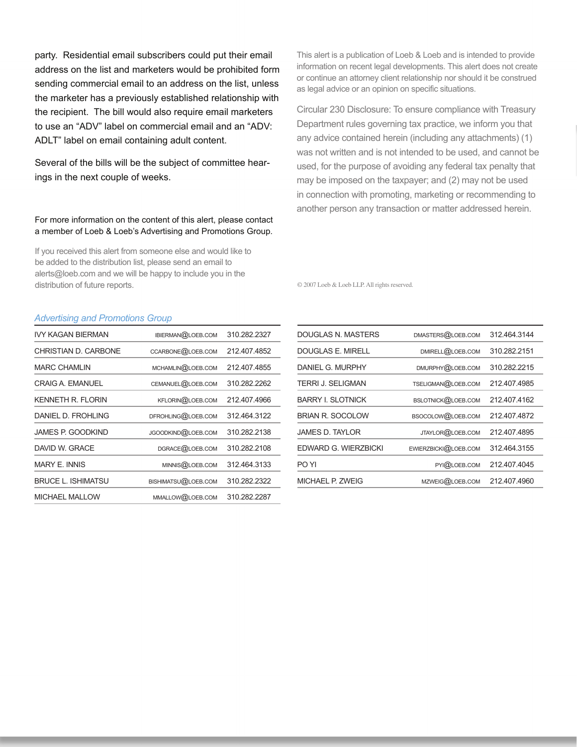party. Residential email subscribers could put their email address on the list and marketers would be prohibited form sending commercial email to an address on the list, unless the marketer has a previously established relationship with the recipient. The bill would also require email marketers to use an "ADV" label on commercial email and an "ADV: ADLT" label on email containing adult content.

Several of the bills will be the subject of committee hearings in the next couple of weeks.

For more information on the content of this alert, please contact a member of Loeb & Loeb's Advertising and Promotions Group.

If you received this alert from someone else and would like to be added to the distribution list, please send an email to alerts@loeb.com and we will be happy to include you in the distribution of future reports.

This alert is a publication of Loeb & Loeb and is intended to provide information on recent legal developments. This alert does not create or continue an attorney client relationship nor should it be construed as legal advice or an opinion on specific situations.

Circular 230 Disclosure: To ensure compliance with Treasury Department rules governing tax practice, we inform you that any advice contained herein (including any attachments) (1) was not written and is not intended to be used, and cannot be used, for the purpose of avoiding any federal tax penalty that may be imposed on the taxpayer; and (2) may not be used in connection with promoting, marketing or recommending to another person any transaction or matter addressed herein.

© 2007 Loeb & Loeb LLP. All rights reserved.

*Advertising and Promotions Group*

| | | |
|---|---|---|
| IVY KAGAN BIERMAN | IBIERMAN@LOEB.COM | 310.282.2327 |
| CHRISTIAN D. CARBONE | CCARBONE@LOEB.COM | 212.407.4852 |
| MARC CHAMLIN | MCHAMLIN@LOEB.COM | 212.407.4855 |
| CRAIG A. EMANUEL | CEMANUEL@LOEB.COM | 310.282.2262 |
| KENNETH R. FLORIN | KFLORIN@LOEB.COM | 212.407.4966 |
| DANIEL D. FROHLING | DFROHLING@LOEB.COM | 312.464.3122 |
| JAMES P. GOODKIND | JGOODKIND@LOEB.COM | 310.282.2138 |
| DAVID W. GRACE | DGRACE@LOEB.COM | 310.282.2108 |
| MARY E. INNIS | MINNIS@LOEB.COM | 312.464.3133 |
| BRUCE L. ISHIMATSU | BISHIMATSU@LOEB.COM | 310.282.2322 |
| MICHAEL MALLOW | MMALLOW@LOEB.COM | 310.282.2287 |
| DOUGLAS N. MASTERS | DMASTERS@LOEB.COM | 312.464.3144 |
| DOUGLAS E. MIRELL | DMIRELL@LOEB.COM | 310.282.2151 |
| DANIEL G. MURPHY | DMURPHY@LOEB.COM | 310.282.2215 |
| TERRI J. SELIGMAN | TSELIGMAN@LOEB.COM | 212.407.4985 |
| BARRY I. SLOTNICK | BSLOTNICK@LOEB.COM | 212.407.4162 |
| BRIAN R. SOCOLOW | BSOCOLOW@LOEB.COM | 212.407.4872 |
| JAMES D. TAYLOR | JTAYLOR@LOEB.COM | 212.407.4895 |
| EDWARD G. WIERZBICKI | EWIERZBICKI@LOEB.COM | 312.464.3155 |
| PO YI | PYI@LOEB.COM | 212.407.4045 |
| MICHAEL P. ZWEIG | MZWEIG@LOEB.COM | 212.407.4960 |